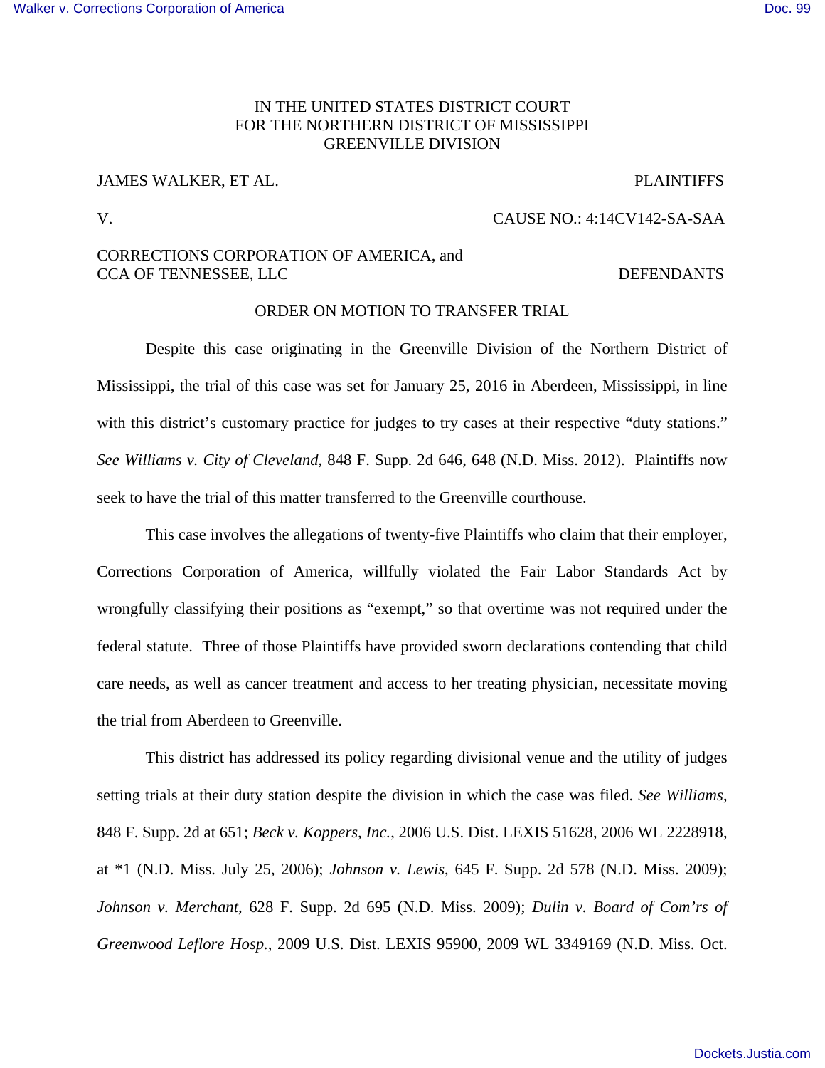IN THE UNITED STATES DISTRICT COURT
FOR THE NORTHERN DISTRICT OF MISSISSIPPI
GREENVILLE DIVISION

JAMES WALKER, ET AL. PLAINTIFFS

V. CAUSE NO.: 4:14CV142-SA-SAA

CORRECTIONS CORPORATION OF AMERICA, and
CCA OF TENNESSEE, LLC DEFENDANTS

ORDER ON MOTION TO TRANSFER TRIAL

Despite this case originating in the Greenville Division of the Northern District of Mississippi, the trial of this case was set for January 25, 2016 in Aberdeen, Mississippi, in line with this district's customary practice for judges to try cases at their respective "duty stations." *See Williams v. City of Cleveland*, 848 F. Supp. 2d 646, 648 (N.D. Miss. 2012). Plaintiffs now seek to have the trial of this matter transferred to the Greenville courthouse.

This case involves the allegations of twenty-five Plaintiffs who claim that their employer, Corrections Corporation of America, willfully violated the Fair Labor Standards Act by wrongfully classifying their positions as "exempt," so that overtime was not required under the federal statute. Three of those Plaintiffs have provided sworn declarations contending that child care needs, as well as cancer treatment and access to her treating physician, necessitate moving the trial from Aberdeen to Greenville.

This district has addressed its policy regarding divisional venue and the utility of judges setting trials at their duty station despite the division in which the case was filed. *See Williams*, 848 F. Supp. 2d at 651; *Beck v. Koppers, Inc.*, 2006 U.S. Dist. LEXIS 51628, 2006 WL 2228918, at *1 (N.D. Miss. July 25, 2006); *Johnson v. Lewis*, 645 F. Supp. 2d 578 (N.D. Miss. 2009); *Johnson v. Merchant*, 628 F. Supp. 2d 695 (N.D. Miss. 2009); *Dulin v. Board of Com'rs of Greenwood Leflore Hosp.*, 2009 U.S. Dist. LEXIS 95900, 2009 WL 3349169 (N.D. Miss. Oct.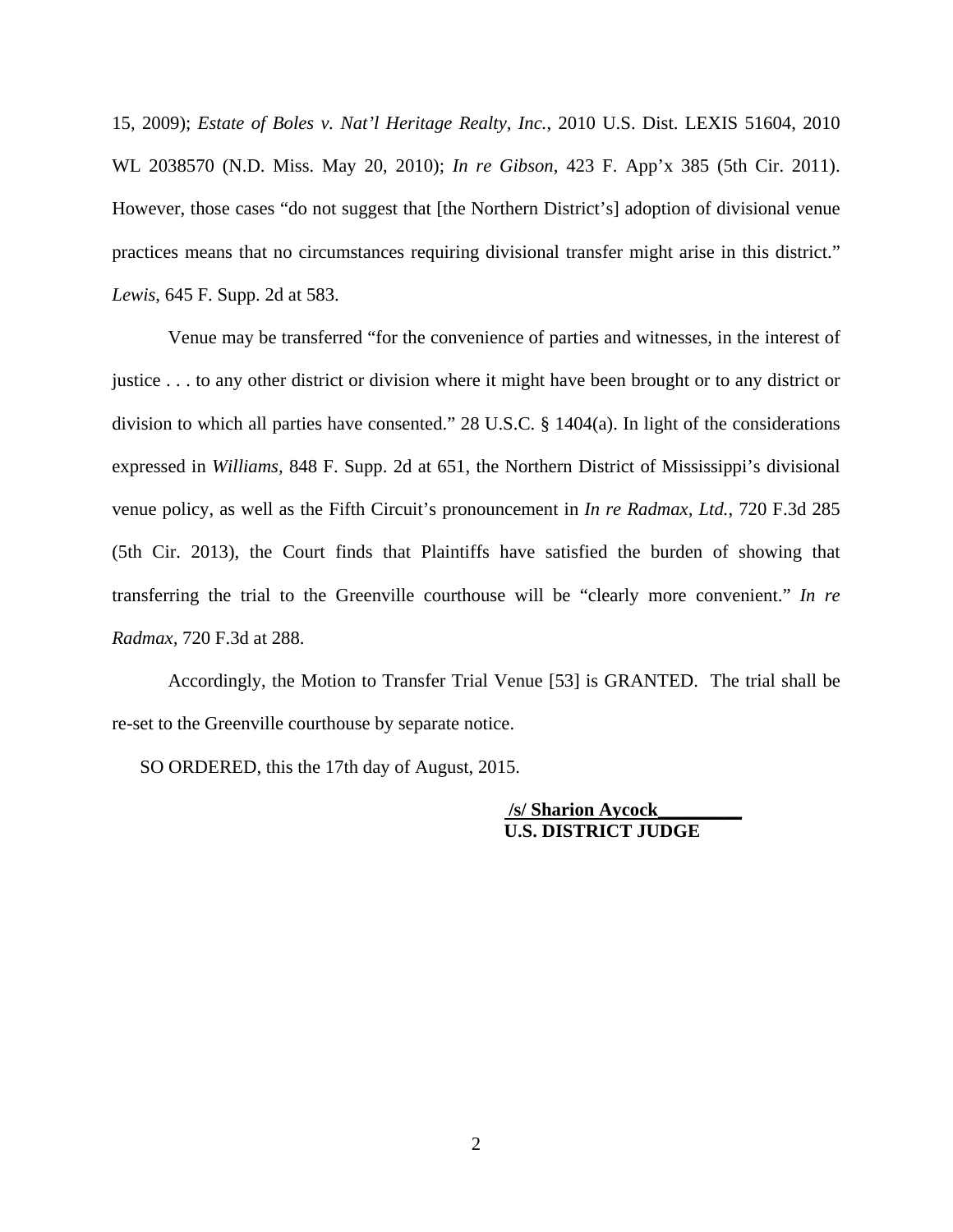15, 2009); *Estate of Boles v. Nat'l Heritage Realty, Inc.*, 2010 U.S. Dist. LEXIS 51604, 2010 WL 2038570 (N.D. Miss. May 20, 2010); *In re Gibson*, 423 F. App'x 385 (5th Cir. 2011). However, those cases "do not suggest that [the Northern District's] adoption of divisional venue practices means that no circumstances requiring divisional transfer might arise in this district." *Lewis*, 645 F. Supp. 2d at 583.

Venue may be transferred "for the convenience of parties and witnesses, in the interest of justice . . . to any other district or division where it might have been brought or to any district or division to which all parties have consented." 28 U.S.C. § 1404(a). In light of the considerations expressed in *Williams,* 848 F. Supp. 2d at 651, the Northern District of Mississippi's divisional venue policy, as well as the Fifth Circuit's pronouncement in *In re Radmax, Ltd.*, 720 F.3d 285 (5th Cir. 2013), the Court finds that Plaintiffs have satisfied the burden of showing that transferring the trial to the Greenville courthouse will be "clearly more convenient." *In re Radmax*, 720 F.3d at 288.

Accordingly, the Motion to Transfer Trial Venue [53] is GRANTED. The trial shall be re-set to the Greenville courthouse by separate notice.

SO ORDERED, this the 17th day of August, 2015.

**/s/ Sharion Aycock\_\_\_\_\_\_\_\_\_**
**U.S. DISTRICT JUDGE**